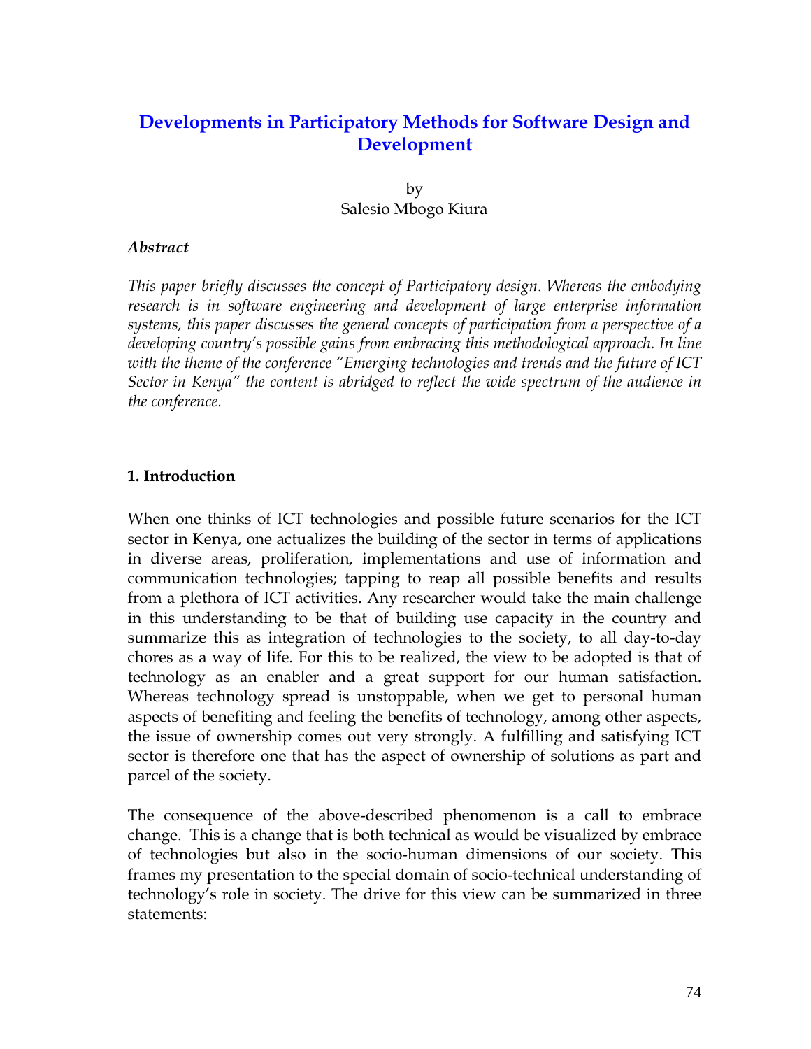# Developments in Participatory Methods for Software Design and Development

by
Salesio Mbogo Kiura

### *Abstract*

*This paper briefly discusses the concept of Participatory design. Whereas the embodying research is in software engineering and development of large enterprise information systems, this paper discusses the general concepts of participation from a perspective of a developing country's possible gains from embracing this methodological approach. In line with the theme of the conference "Emerging technologies and trends and the future of ICT Sector in Kenya" the content is abridged to reflect the wide spectrum of the audience in the conference.*

## 1. Introduction

When one thinks of ICT technologies and possible future scenarios for the ICT sector in Kenya, one actualizes the building of the sector in terms of applications in diverse areas, proliferation, implementations and use of information and communication technologies; tapping to reap all possible benefits and results from a plethora of ICT activities. Any researcher would take the main challenge in this understanding to be that of building use capacity in the country and summarize this as integration of technologies to the society, to all day-to-day chores as a way of life. For this to be realized, the view to be adopted is that of technology as an enabler and a great support for our human satisfaction. Whereas technology spread is unstoppable, when we get to personal human aspects of benefiting and feeling the benefits of technology, among other aspects, the issue of ownership comes out very strongly. A fulfilling and satisfying ICT sector is therefore one that has the aspect of ownership of solutions as part and parcel of the society.

The consequence of the above-described phenomenon is a call to embrace change. This is a change that is both technical as would be visualized by embrace of technologies but also in the socio-human dimensions of our society. This frames my presentation to the special domain of socio-technical understanding of technology's role in society. The drive for this view can be summarized in three statements: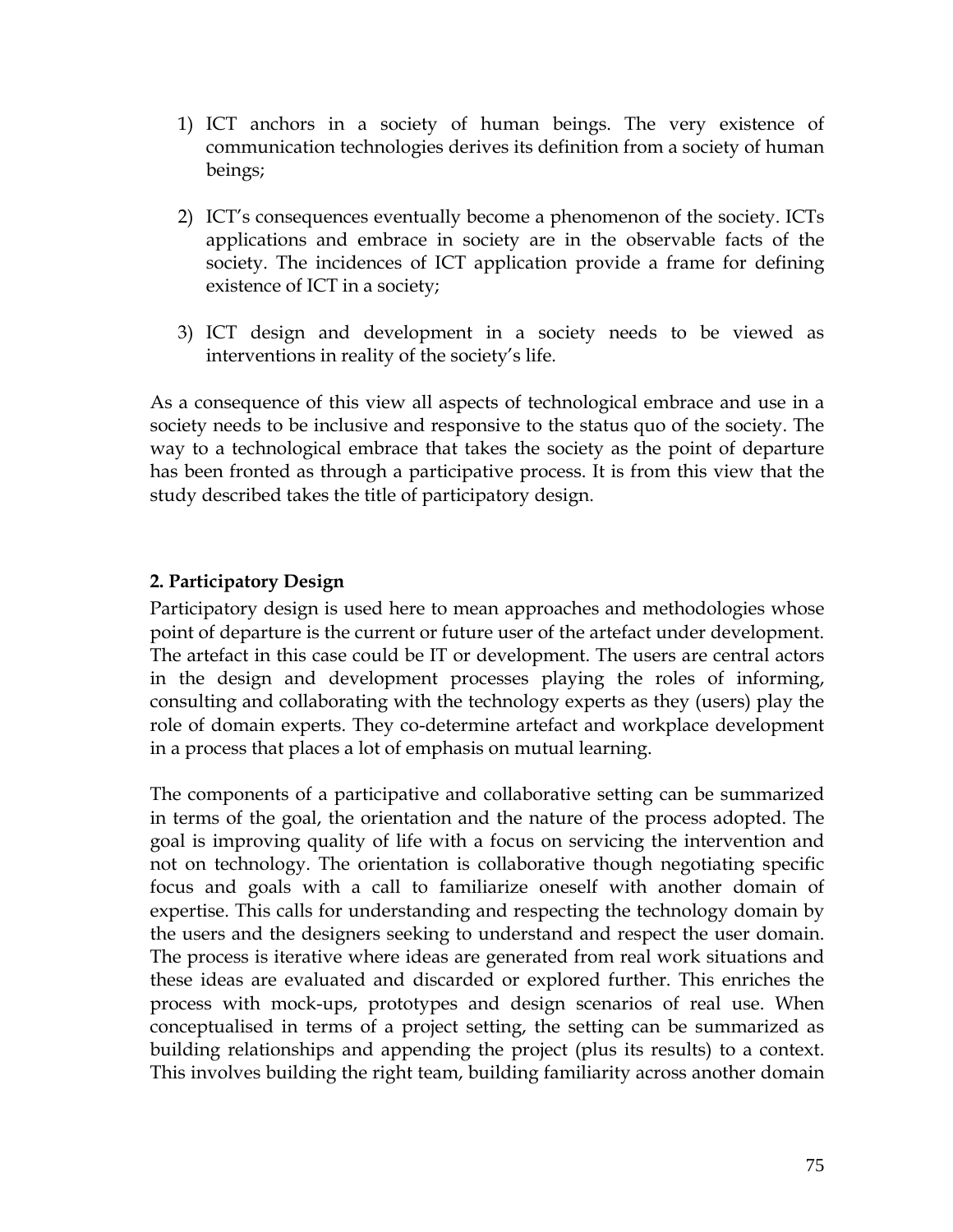1) ICT anchors in a society of human beings. The very existence of communication technologies derives its definition from a society of human beings;

2) ICT's consequences eventually become a phenomenon of the society. ICTs applications and embrace in society are in the observable facts of the society. The incidences of ICT application provide a frame for defining existence of ICT in a society;

3) ICT design and development in a society needs to be viewed as interventions in reality of the society's life.

As a consequence of this view all aspects of technological embrace and use in a society needs to be inclusive and responsive to the status quo of the society. The way to a technological embrace that takes the society as the point of departure has been fronted as through a participative process. It is from this view that the study described takes the title of participatory design.

## 2. Participatory Design

Participatory design is used here to mean approaches and methodologies whose point of departure is the current or future user of the artefact under development. The artefact in this case could be IT or development. The users are central actors in the design and development processes playing the roles of informing, consulting and collaborating with the technology experts as they (users) play the role of domain experts. They co-determine artefact and workplace development in a process that places a lot of emphasis on mutual learning.

The components of a participative and collaborative setting can be summarized in terms of the goal, the orientation and the nature of the process adopted. The goal is improving quality of life with a focus on servicing the intervention and not on technology. The orientation is collaborative though negotiating specific focus and goals with a call to familiarize oneself with another domain of expertise. This calls for understanding and respecting the technology domain by the users and the designers seeking to understand and respect the user domain. The process is iterative where ideas are generated from real work situations and these ideas are evaluated and discarded or explored further. This enriches the process with mock-ups, prototypes and design scenarios of real use. When conceptualised in terms of a project setting, the setting can be summarized as building relationships and appending the project (plus its results) to a context. This involves building the right team, building familiarity across another domain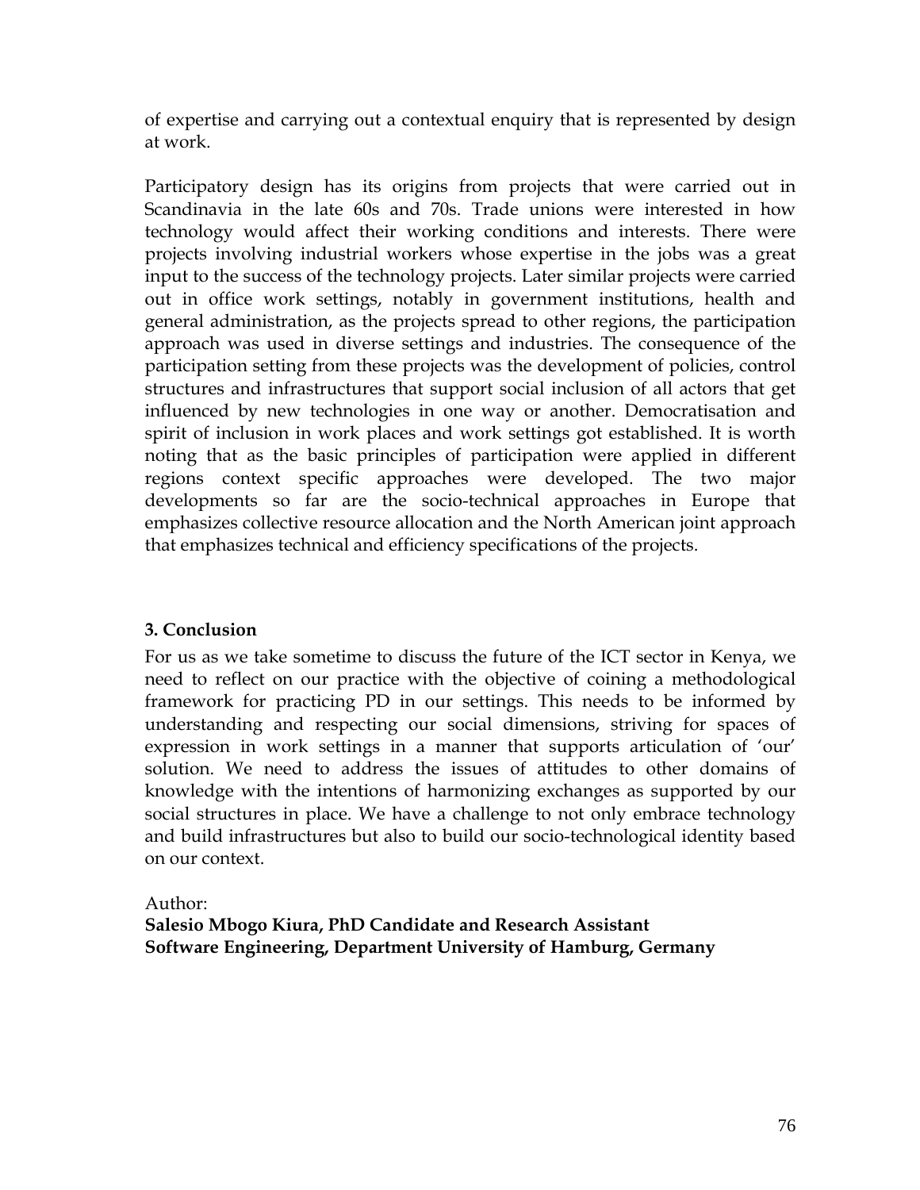of expertise and carrying out a contextual enquiry that is represented by design at work.

Participatory design has its origins from projects that were carried out in Scandinavia in the late 60s and 70s. Trade unions were interested in how technology would affect their working conditions and interests. There were projects involving industrial workers whose expertise in the jobs was a great input to the success of the technology projects. Later similar projects were carried out in office work settings, notably in government institutions, health and general administration, as the projects spread to other regions, the participation approach was used in diverse settings and industries. The consequence of the participation setting from these projects was the development of policies, control structures and infrastructures that support social inclusion of all actors that get influenced by new technologies in one way or another. Democratisation and spirit of inclusion in work places and work settings got established. It is worth noting that as the basic principles of participation were applied in different regions context specific approaches were developed. The two major developments so far are the socio-technical approaches in Europe that emphasizes collective resource allocation and the North American joint approach that emphasizes technical and efficiency specifications of the projects.

### 3. Conclusion

For us as we take sometime to discuss the future of the ICT sector in Kenya, we need to reflect on our practice with the objective of coining a methodological framework for practicing PD in our settings. This needs to be informed by understanding and respecting our social dimensions, striving for spaces of expression in work settings in a manner that supports articulation of 'our' solution. We need to address the issues of attitudes to other domains of knowledge with the intentions of harmonizing exchanges as supported by our social structures in place. We have a challenge to not only embrace technology and build infrastructures but also to build our socio-technological identity based on our context.

Author:
**Salesio Mbogo Kiura, PhD Candidate and Research Assistant**
**Software Engineering, Department University of Hamburg, Germany**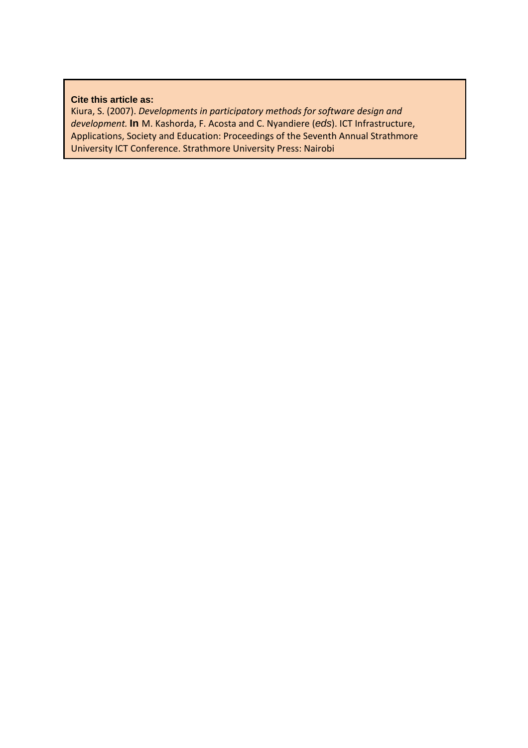**Cite this article as:**

Kiura, S. (2007). *Developments in participatory methods for software design and development.* **In** M. Kashorda, F. Acosta and C. Nyandiere (*eds*). ICT Infrastructure, Applications, Society and Education: Proceedings of the Seventh Annual Strathmore University ICT Conference. Strathmore University Press: Nairobi